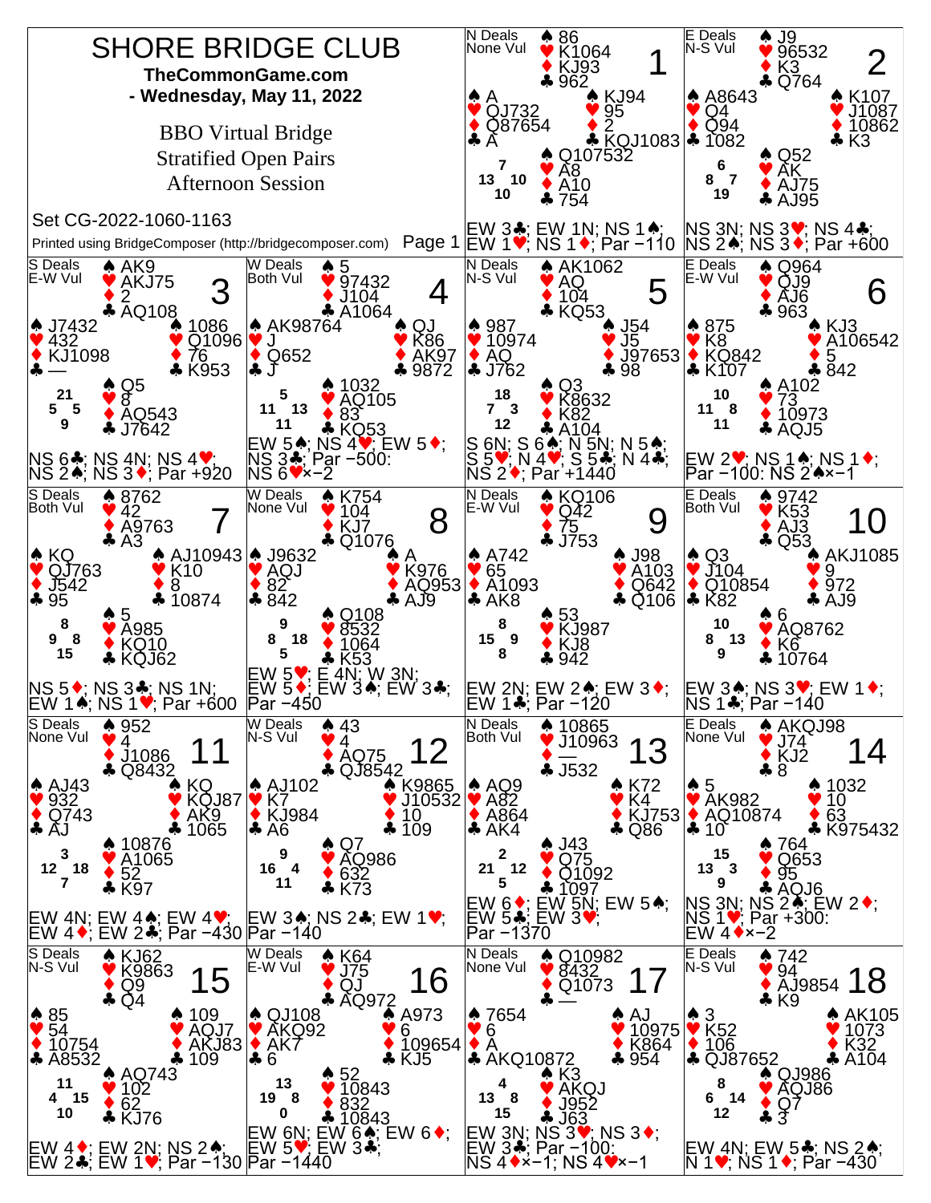# SHORE BRIDGE CLUB

**TheCommonGame.com**

**- Wednesday, May 11, 2022**

BBO Virtual Bridge

Stratified Open Pairs

Afternoon Session

Set CG-2022-1060-1163

Printed using BridgeComposer (http://bridgecomposer.com)

---

## Board 1
N Deals, None Vul

- **North:** ♠ 86 ♥ K1064 ♦ KJ93 ♣ 962
- **West:** ♠ A ♥ QJ732 ♦ Q87654 ♣ A
- **East:** ♠ KJ94 ♥ 95 ♦ 2 ♣ KQJ1083
- **South:** ♠ Q107532 ♥ A8 ♦ A10 ♣ 754

HCP: N 7, W 13, E 10, S 10

EW 3♣; EW 1N; NS 1♠; EW 1♥; NS 1♦; Par −110

## Board 2
E Deals, N-S Vul

- **North:** ♠ J9 ♥ 96532 ♦ K3 ♣ Q764
- **West:** ♠ A8643 ♥ Q4 ♦ Q94 ♣ 1082
- **East:** ♠ K107 ♥ J1087 ♦ 10862 ♣ K3
- **South:** ♠ Q52 ♥ AK ♦ AJ75 ♣ AJ95

HCP: N 6, W 8, E 7, S 19

NS 3N; NS 3♥; NS 4♣; NS 2♠; NS 3♦; Par +600

## Board 3
S Deals, E-W Vul

- **North:** ♠ AK9 ♥ AKJ75 ♦ 2 ♣ AQ108
- **West:** ♠ J7432 ♥ 432 ♦ KJ1098 ♣ —
- **East:** ♠ 1086 ♥ Q1096 ♦ 76 ♣ K953
- **South:** ♠ Q5 ♥ 8 ♦ AQ543 ♣ J7642

HCP: N 21, W 5, E 5, S 9

NS 6♣; NS 4N; NS 4♥; NS 2♠; NS 3♦; Par +920

## Board 4
W Deals, Both Vul

- **North:** ♠ 5 ♥ 97432 ♦ J104 ♣ A1064
- **West:** ♠ AK98764 ♥ J ♦ Q652 ♣ J
- **East:** ♠ QJ ♥ K86 ♦ AK97 ♣ 9872
- **South:** ♠ 1032 ♥ AQ105 ♦ 83 ♣ KQ53

HCP: N 5, W 11, E 13, S 11

EW 5♠; NS 4♥; EW 5♦; NS 3♣; Par −500: NS 6♥×−2

## Board 5
N Deals, N-S Vul

- **North:** ♠ AK1062 ♥ AQ ♦ 104 ♣ KQ53
- **West:** ♠ 987 ♥ 10974 ♦ AQ ♣ J762
- **East:** ♠ J54 ♥ J5 ♦ J97653 ♣ 98
- **South:** ♠ Q3 ♥ K8632 ♦ K82 ♣ A104

HCP: N 18, W 7, E 3, S 12

S 6N; S 6♠; N 5N; N 5♠; S 5♥; N 4♥; S 5♣; N 4♣; NS 2♦; Par +1440

## Board 6
E Deals, E-W Vul

- **North:** ♠ Q964 ♥ QJ9 ♦ AJ6 ♣ 963
- **West:** ♠ 875 ♥ K8 ♦ KQ842 ♣ K107
- **East:** ♠ KJ3 ♥ A106542 ♦ 5 ♣ 842
- **South:** ♠ A102 ♥ 73 ♦ 10973 ♣ AQJ5

HCP: N 10, W 11, E 8, S 11

EW 2♥; NS 1♠; NS 1♦; Par −100: NS 2♠×−1

## Board 7
S Deals, Both Vul

- **North:** ♠ 8762 ♥ 42 ♦ A9763 ♣ A3
- **West:** ♠ KQ ♥ QJ763 ♦ J542 ♣ 95
- **East:** ♠ AJ10943 ♥ K10 ♦ 8 ♣ 10874
- **South:** ♠ 5 ♥ A985 ♦ KQ10 ♣ KQJ62

HCP: N 8, W 9, E 8, S 15

NS 5♦; NS 3♣; NS 1N; EW 1♠; NS 1♥; Par +600

## Board 8
W Deals, None Vul

- **North:** ♠ K754 ♥ 104 ♦ KJ7 ♣ Q1076
- **West:** ♠ J9632 ♥ AQJ ♦ 82 ♣ 842
- **East:** ♠ A ♥ K976 ♦ AQ953 ♣ AJ9
- **South:** ♠ Q108 ♥ 8532 ♦ 1064 ♣ K53

HCP: N 9, W 8, E 18, S 5

EW 5♥; E 4N; W 3N; EW 5♦; EW 3♠; EW 3♣; Par −450

## Board 9
N Deals, E-W Vul

- **North:** ♠ KQ106 ♥ Q42 ♦ 75 ♣ J753
- **West:** ♠ A742 ♥ 65 ♦ A1093 ♣ AK8
- **East:** ♠ J98 ♥ A103 ♦ Q642 ♣ Q106
- **South:** ♠ 53 ♥ KJ987 ♦ KJ8 ♣ 942

HCP: N 8, W 15, E 9, S 8

EW 2N; EW 2♠; EW 3♦; EW 1♣; Par −120

## Board 10
E Deals, Both Vul

- **North:** ♠ 9742 ♥ K53 ♦ AJ3 ♣ Q53
- **West:** ♠ Q3 ♥ J104 ♦ Q10854 ♣ K82
- **East:** ♠ AKJ1085 ♥ 9 ♦ 972 ♣ AJ9
- **South:** ♠ 6 ♥ AQ8762 ♦ K6 ♣ 10764

HCP: N 10, W 8, E 13, S 9

EW 3♠; NS 3♥; EW 1♦; NS 1♣; Par −140

## Board 11
S Deals, None Vul

- **North:** ♠ 952 ♥ 4 ♦ J1086 ♣ Q8432
- **West:** ♠ AJ43 ♥ 932 ♦ Q743 ♣ AJ
- **East:** ♠ KQ ♥ KQJ87 ♦ AK9 ♣ 1065
- **South:** ♠ 10876 ♥ A1065 ♦ 52 ♣ K97

HCP: N 3, W 12, E 18, S 7

EW 4N; EW 4♠; EW 4♥; EW 4♦; EW 2♣; Par −430

## Board 12
W Deals, N-S Vul

- **North:** ♠ 43 ♥ 4 ♦ AQ75 ♣ QJ8542
- **West:** ♠ AJ102 ♥ K7 ♦ KJ984 ♣ A6
- **East:** ♠ K9865 ♥ J10532 ♦ 10 ♣ 109
- **South:** ♠ Q7 ♥ AQ986 ♦ 632 ♣ K73

HCP: N 9, W 16, E 4, S 11

EW 3♠; NS 2♣; EW 1♥; Par −140

## Board 13
N Deals, Both Vul

- **North:** ♠ 10865 ♥ J10963 ♦ — ♣ J532
- **West:** ♠ AQ9 ♥ A82 ♦ A864 ♣ AK4
- **East:** ♠ K72 ♥ K4 ♦ KJ753 ♣ Q86
- **South:** ♠ J43 ♥ Q75 ♦ Q1092 ♣ 1097

HCP: N 2, W 21, E 12, S 5

EW 6♦; EW 5N; EW 5♠; EW 5♣; EW 3♥; Par −1370

## Board 14
E Deals, None Vul

- **North:** ♠ AKQJ98 ♥ J74 ♦ KJ2 ♣ 8
- **West:** ♠ 5 ♥ AK982 ♦ AQ10874 ♣ 10
- **East:** ♠ 1032 ♥ 10 ♦ 63 ♣ K975432
- **South:** ♠ 764 ♥ Q653 ♦ 95 ♣ AQJ6

HCP: N 15, W 13, E 3, S 9

NS 3N; NS 2♠; EW 2♦; NS 1♥; Par +300: EW 4♦×−2

## Board 15
S Deals, N-S Vul

- **North:** ♠ KJ62 ♥ K9863 ♦ Q9 ♣ Q4
- **West:** ♠ 85 ♥ 54 ♦ 10754 ♣ A8532
- **East:** ♠ 109 ♥ AQJ7 ♦ AKJ83 ♣ 109
- **South:** ♠ AQ743 ♥ 102 ♦ 62 ♣ KJ76

HCP: N 11, W 4, E 15, S 10

EW 4♦; EW 2N; NS 2♠; EW 2♣; EW 1♥; Par −130

## Board 16
W Deals, E-W Vul

- **North:** ♠ K64 ♥ J75 ♦ QJ ♣ AQ972
- **West:** ♠ QJ108 ♥ AKQ92 ♦ AK7 ♣ 6
- **East:** ♠ A973 ♥ 6 ♦ 109654 ♣ KJ5
- **South:** ♠ 52 ♥ 10843 ♦ 832 ♣ 10843

HCP: N 13, W 19, E 8, S 0

EW 6N; EW 6♠; EW 6♦; EW 5♥; EW 3♣; Par −1440

## Board 17
N Deals, None Vul

- **North:** ♠ Q10982 ♥ 8432 ♦ Q1073 ♣ —
- **West:** ♠ 7654 ♥ 6 ♦ A ♣ AKQ10872
- **East:** ♠ AJ ♥ 10975 ♦ K864 ♣ 954
- **South:** ♠ K3 ♥ AKQJ ♦ J952 ♣ J63

HCP: N 4, W 13, E 8, S 15

EW 3N; NS 3♥; NS 3♦; EW 3♣; Par −100: NS 4♦×−1; NS 4♥×−1

## Board 18
E Deals, N-S Vul

- **North:** ♠ 742 ♥ 94 ♦ AJ9854 ♣ K9
- **West:** ♠ 3 ♥ K52 ♦ 106 ♣ QJ87652
- **East:** ♠ AK105 ♥ 1073 ♦ K32 ♣ A104
- **South:** ♠ QJ986 ♥ AQJ86 ♦ Q7 ♣ 3

HCP: N 8, W 6, E 14, S 12

EW 4N; EW 5♣; NS 2♠; N 1♥; NS 1♦; Par −430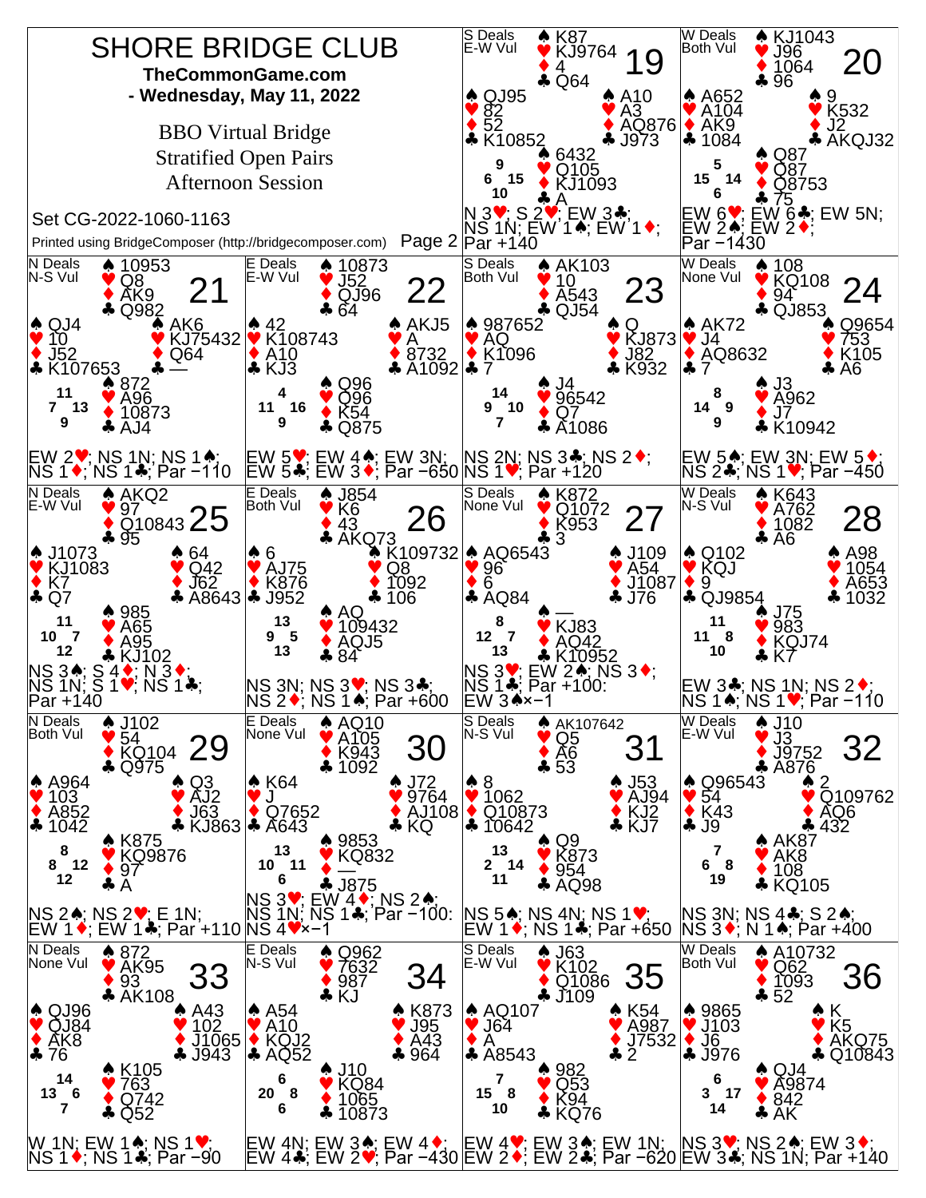# SHORE BRIDGE CLUB

**TheCommonGame.com**

**- Wednesday, May 11, 2022**

BBO Virtual Bridge
Stratified Open Pairs
Afternoon Session

Set CG-2022-1060-1163

Printed using BridgeComposer (http://bridgecomposer.com)

---

## Board 19

S Deals, E-W Vul

North: ♠ K87 ♥ KJ9764 ♦ 4 ♣ Q64
West: ♠ QJ95 ♥ 82 ♦ 52 ♣ K10852
East: ♠ A10 ♥ A3 ♦ AQ876 ♣ J973
South: ♠ 6432 ♥ Q105 ♦ KJ1093 ♣ A

HCP: N 9, W 6, E 15, S 10

N 3♥; S 2♥; EW 3♣; NS 1N; EW 1♠; EW 1♦; Par +140

## Board 20

W Deals, Both Vul

North: ♠ KJ1043 ♥ J96 ♦ 1064 ♣ 96
West: ♠ A652 ♥ A104 ♦ AK9 ♣ 1084
East: ♠ 9 ♥ K532 ♦ J2 ♣ AKQJ32
South: ♠ Q87 ♥ Q87 ♦ Q8753 ♣ 75

HCP: N 5, W 15, E 14, S 6

EW 6♥; EW 6♣; EW 5N; EW 2♠; EW 2♦; Par −1430

## Board 21

N Deals, N-S Vul

North: ♠ 10953 ♥ Q8 ♦ AK9 ♣ Q982
West: ♠ QJ4 ♥ 10 ♦ J52 ♣ K107653
East: ♠ AK6 ♥ KJ75432 ♦ Q64 ♣ —
South: ♠ 872 ♥ A96 ♦ 10873 ♣ AJ4

HCP: N 11, W 7, E 13, S 9

EW 2♥; NS 1N; NS 1♠; NS 1♦; NS 1♣; Par −110

## Board 22

E Deals, E-W Vul

North: ♠ 10873 ♥ J52 ♦ QJ96 ♣ 64
West: ♠ 42 ♥ K108743 ♦ A10 ♣ KJ3
East: ♠ AKJ5 ♥ A ♦ 8732 ♣ A1092
South: ♠ Q96 ♥ Q96 ♦ K54 ♣ Q875

HCP: N 4, W 11, E 16, S 9

EW 5♥; EW 4♠; EW 3N; EW 5♣; EW 3♦; Par −650

## Board 23

S Deals, Both Vul

North: ♠ AK103 ♥ 10 ♦ A543 ♣ QJ54
West: ♠ 987652 ♥ AQ ♦ K1096 ♣ 7
East: ♠ Q ♥ KJ873 ♦ J82 ♣ K932
South: ♠ J4 ♥ 96542 ♦ Q7 ♣ A1086

HCP: N 14, W 9, E 10, S 7

NS 2N; NS 3♣; NS 2♦; NS 1♥; Par +120

## Board 24

W Deals, None Vul

North: ♠ 108 ♥ KQ108 ♦ 94 ♣ QJ853
West: ♠ AK72 ♥ J4 ♦ AQ8632 ♣ 7
East: ♠ Q9654 ♥ 753 ♦ K105 ♣ A6
South: ♠ J3 ♥ A962 ♦ J7 ♣ K10942

HCP: N 8, W 14, E 9, S 9

EW 5♠; EW 3N; EW 5♦; NS 2♣; NS 1♥; Par −450

## Board 25

N Deals, E-W Vul

North: ♠ AKQ2 ♥ 97 ♦ Q10843 ♣ 95
West: ♠ J1073 ♥ KJ1083 ♦ K7 ♣ Q7
East: ♠ 64 ♥ Q42 ♦ J62 ♣ A8643
South: ♠ 985 ♥ A65 ♦ A95 ♣ KJ102

HCP: N 11, W 10, E 7, S 12

NS 3♠; S 4♦; N 3♦; NS 1N; S 1♥; NS 1♣; Par +140

## Board 26

E Deals, Both Vul

North: ♠ J854 ♥ K6 ♦ 43 ♣ AKQ73
West: ♠ 6 ♥ AJ75 ♦ K876 ♣ J952
East: ♠ K109732 ♥ Q8 ♦ 1092 ♣ 106
South: ♠ AQ ♥ 109432 ♦ AQJ5 ♣ 84

HCP: N 13, W 9, E 5, S 13

NS 3N; NS 3♥; NS 3♣; NS 2♦; NS 1♠; Par +600

## Board 27

S Deals, None Vul

North: ♠ K872 ♥ Q1072 ♦ K953 ♣ 3
West: ♠ AQ6543 ♥ 96 ♦ 6 ♣ AQ84
East: ♠ J109 ♥ A54 ♦ J1087 ♣ J76
South: ♠ — ♥ KJ83 ♦ AQ42 ♣ K10952

HCP: N 8, W 12, E 7, S 13

NS 3♥; EW 2♠; NS 3♦; NS 1♣; Par +100: EW 3♠×−1

## Board 28

W Deals, N-S Vul

North: ♠ K643 ♥ A762 ♦ 1082 ♣ A6
West: ♠ Q102 ♥ KQJ ♦ 9 ♣ QJ9854
East: ♠ A98 ♥ 1054 ♦ A653 ♣ 1032
South: ♠ J75 ♥ 983 ♦ KQJ74 ♣ K7

HCP: N 11, W 11, E 8, S 10

EW 3♣; NS 1N; NS 2♦; NS 1♠; NS 1♥; Par −110

## Board 29

N Deals, Both Vul

North: ♠ J102 ♥ 54 ♦ KQ104 ♣ Q975
West: ♠ A964 ♥ 103 ♦ A852 ♣ 1042
East: ♠ Q3 ♥ AJ2 ♦ J63 ♣ KJ863
South: ♠ K875 ♥ KQ9876 ♦ 97 ♣ A

HCP: N 8, W 8, E 12, S 12

NS 2♠; NS 2♥; E 1N; EW 1♦; EW 1♣; Par +110

## Board 30

E Deals, None Vul

North: ♠ AQ10 ♥ A105 ♦ K943 ♣ 1092
West: ♠ K64 ♥ J ♦ Q7652 ♣ A643
East: ♠ J72 ♥ 9764 ♦ AJ108 ♣ KQ
South: ♠ 9853 ♥ KQ832 ♦ — ♣ J875

HCP: N 13, W 10, E 11, S 6

NS 3♥; EW 4♦; NS 2♠; NS 1N; NS 1♣; Par −100: NS 4♥×−1

## Board 31

S Deals, N-S Vul

North: ♠ AK107642 ♥ Q5 ♦ A6 ♣ 53
West: ♠ 8 ♥ 1062 ♦ Q10873 ♣ 10642
East: ♠ J53 ♥ AJ94 ♦ KJ2 ♣ KJ7
South: ♠ Q9 ♥ K873 ♦ 954 ♣ AQ98

HCP: N 13, W 2, E 14, S 11

NS 5♠; NS 4N; NS 1♥; EW 1♦; NS 1♣; Par +650

## Board 32

W Deals, E-W Vul

North: ♠ J10 ♥ J3 ♦ J9752 ♣ A876
West: ♠ Q96543 ♥ 54 ♦ K43 ♣ J9
East: ♠ 2 ♥ Q109762 ♦ AQ6 ♣ 432
South: ♠ AK87 ♥ AK8 ♦ 108 ♣ KQ105

HCP: N 7, W 6, E 8, S 19

NS 3N; NS 4♣; S 2♠; NS 3♦; N 1♠; Par +400

## Board 33

N Deals, None Vul

North: ♠ 872 ♥ AK95 ♦ 93 ♣ AK108
West: ♠ QJ96 ♥ QJ84 ♦ AK8 ♣ 76
East: ♠ A43 ♥ 102 ♦ J1065 ♣ J943
South: ♠ K105 ♥ 763 ♦ Q742 ♣ Q52

HCP: N 14, W 13, E 6, S 7

W 1N; EW 1♠; NS 1♥; NS 1♦; NS 1♣; Par −90

## Board 34

E Deals, N-S Vul

North: ♠ Q962 ♥ 7632 ♦ 987 ♣ KJ
West: ♠ A54 ♥ A10 ♦ KQJ2 ♣ AQ52
East: ♠ K873 ♥ J95 ♦ A43 ♣ 964
South: ♠ J10 ♥ KQ84 ♦ 1065 ♣ 10873

HCP: N 6, W 20, E 8, S 6

EW 4N; EW 3♠; EW 4♦; EW 4♣; EW 2♥; Par −430

## Board 35

S Deals, E-W Vul

North: ♠ J63 ♥ K102 ♦ Q1086 ♣ J109
West: ♠ AQ107 ♥ J64 ♦ A ♣ A8543
East: ♠ K54 ♥ A987 ♦ J7532 ♣ 2
South: ♠ 982 ♥ Q53 ♦ K94 ♣ KQ76

HCP: N 7, W 15, E 8, S 10

EW 4♥; EW 3♠; EW 1N; EW 2♦; EW 2♣; Par −620

## Board 36

W Deals, Both Vul

North: ♠ A10732 ♥ Q62 ♦ 1093 ♣ 52
West: ♠ 9865 ♥ J103 ♦ J6 ♣ J976
East: ♠ K ♥ K5 ♦ AKQ75 ♣ Q10843
South: ♠ QJ4 ♥ A9874 ♦ 842 ♣ AK

HCP: N 6, W 3, E 17, S 14

NS 3♥; NS 2♠; EW 3♦; EW 3♣; NS 1N; Par +140